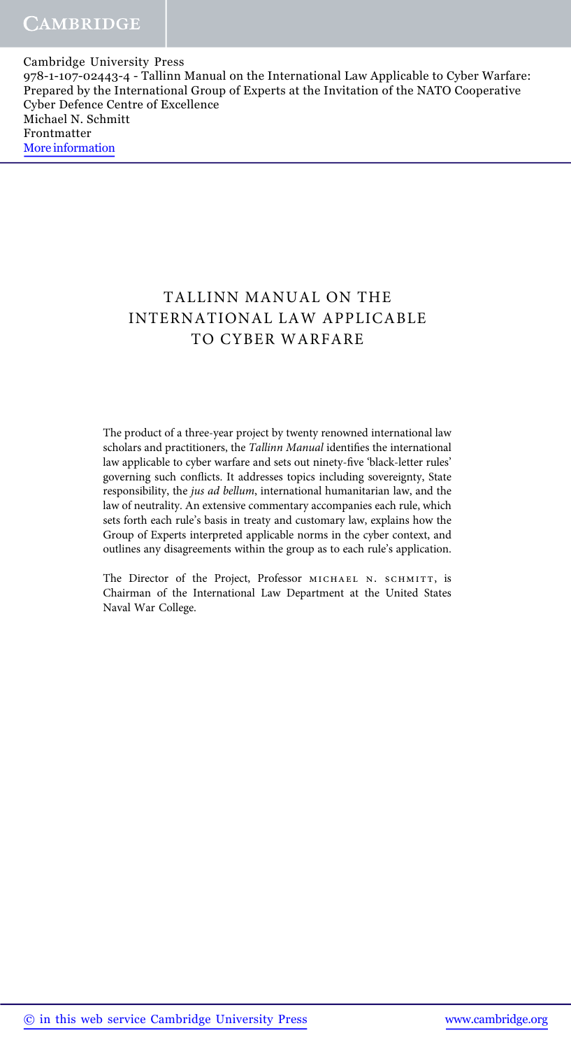# TALLINN MANUAL ON THE INTERNATIONAL LAW APPLICABLE TO CYBER WARFARE

The product of a three-year project by twenty renowned international law scholars and practitioners, the *Tallinn Manual* identifies the international law applicable to cyber warfare and sets out ninety-five 'black-letter rules' governing such conflicts. It addresses topics including sovereignty, State responsibility, the *jus ad bellum*, international humanitarian law, and the law of neutrality. An extensive commentary accompanies each rule, which sets forth each rule's basis in treaty and customary law, explains how the Group of Experts interpreted applicable norms in the cyber context, and outlines any disagreements within the group as to each rule's application.

The Director of the Project, Professor MICHAEL N. SCHMITT, is Chairman of the International Law Department at the United States Naval War College.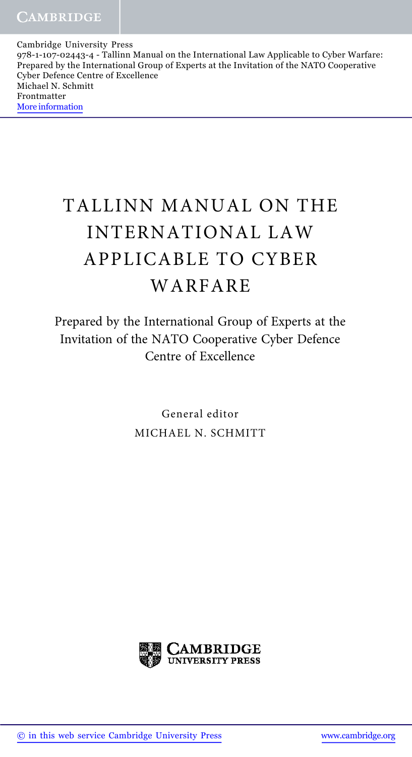# TALLINN MANUAL ON THE INTERNATIONAL LAW APPLICABLE TO CYBER WARFARE

Prepared by the International Group of Experts at the Invitation of the NATO Cooperative Cyber Defence Centre of Excellence

General editor

MICHAEL N. SCHMITT

CAMBRIDGE UNIVERSITY PRESS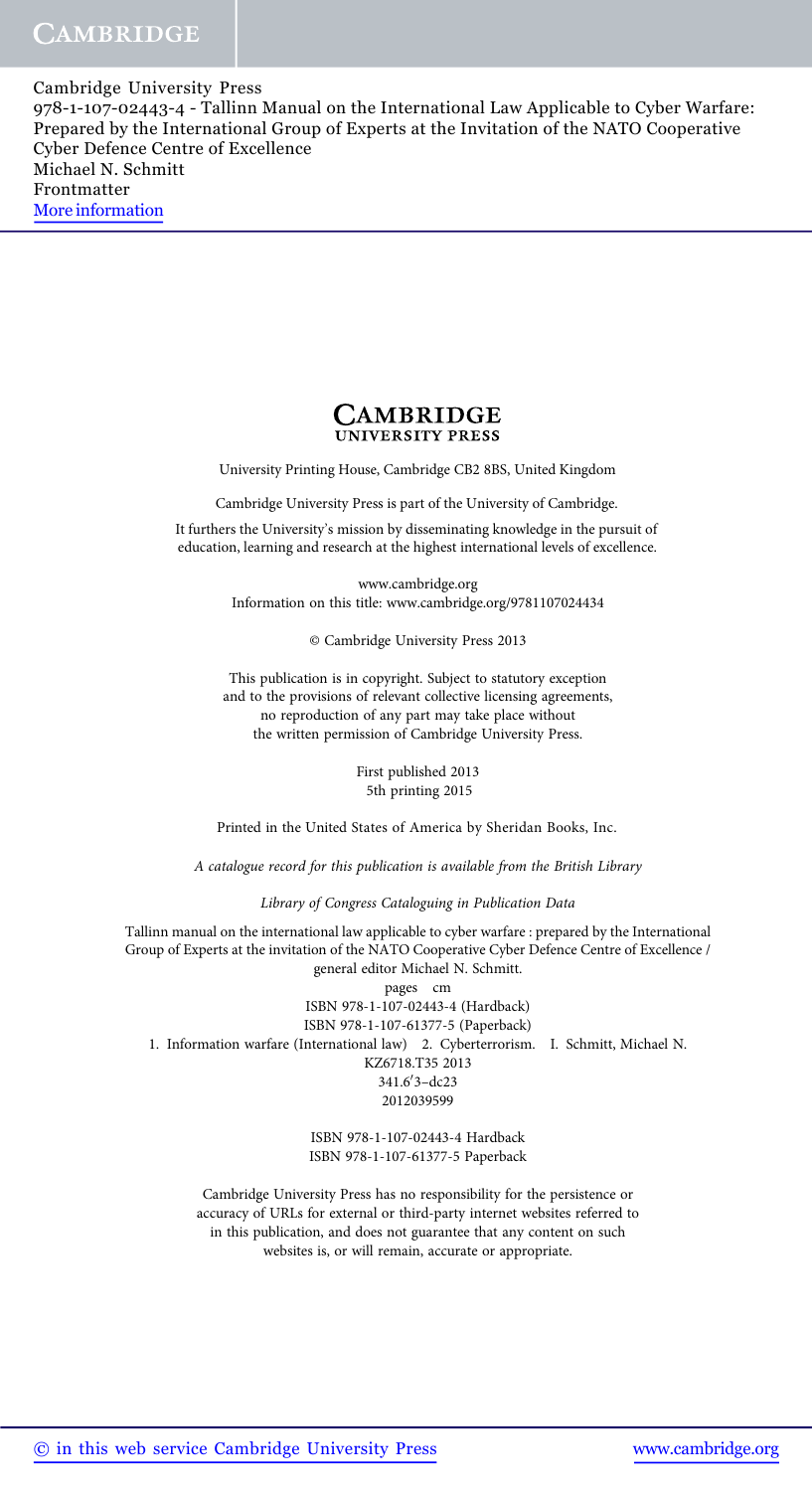CAMBRIDGE UNIVERSITY PRESS

University Printing House, Cambridge CB2 8BS, United Kingdom

Cambridge University Press is part of the University of Cambridge.

It furthers the University's mission by disseminating knowledge in the pursuit of education, learning and research at the highest international levels of excellence.

www.cambridge.org
Information on this title: www.cambridge.org/9781107024434

© Cambridge University Press 2013

This publication is in copyright. Subject to statutory exception and to the provisions of relevant collective licensing agreements, no reproduction of any part may take place without the written permission of Cambridge University Press.

First published 2013
5th printing 2015

Printed in the United States of America by Sheridan Books, Inc.

*A catalogue record for this publication is available from the British Library*

*Library of Congress Cataloguing in Publication Data*

Tallinn manual on the international law applicable to cyber warfare : prepared by the International Group of Experts at the invitation of the NATO Cooperative Cyber Defence Centre of Excellence / general editor Michael N. Schmitt.
pages cm
ISBN 978-1-107-02443-4 (Hardback)
ISBN 978-1-107-61377-5 (Paperback)
1. Information warfare (International law) 2. Cyberterrorism. I. Schmitt, Michael N.
KZ6718.T35 2013
341.6′3–dc23
2012039599

ISBN 978-1-107-02443-4 Hardback
ISBN 978-1-107-61377-5 Paperback

Cambridge University Press has no responsibility for the persistence or accuracy of URLs for external or third-party internet websites referred to in this publication, and does not guarantee that any content on such websites is, or will remain, accurate or appropriate.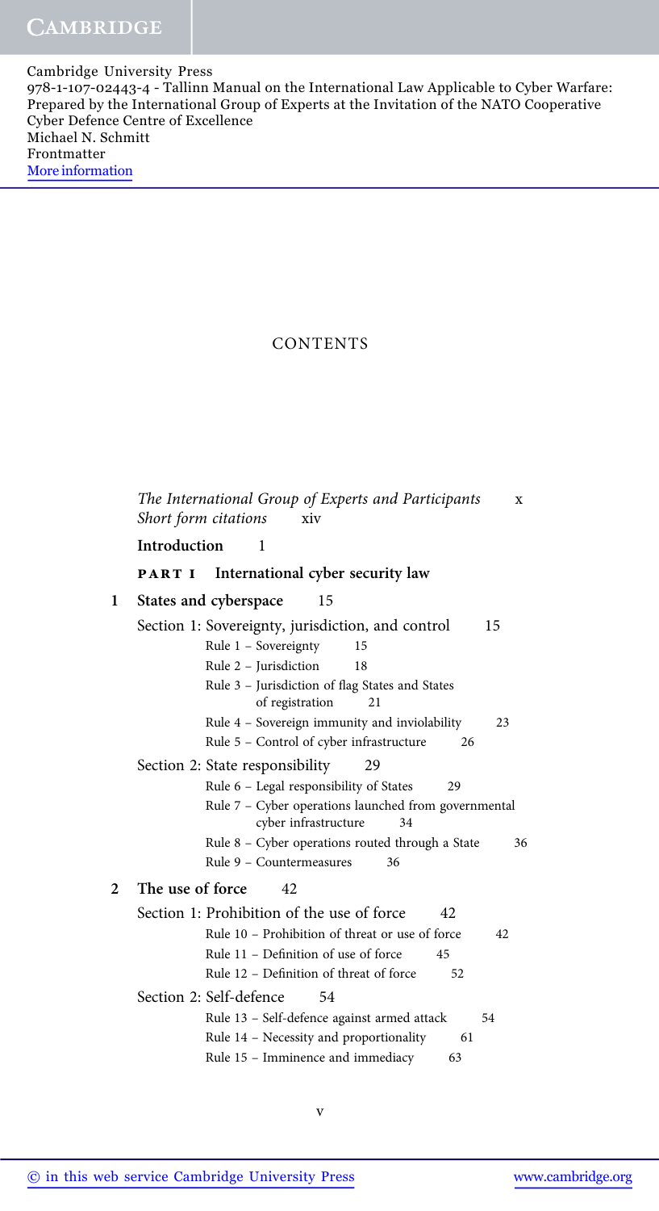# CONTENTS

*The International Group of Experts and Participants* x
*Short form citations* xiv

**Introduction** 1

**PART I International cyber security law**

**1 States and cyberspace** 15

Section 1: Sovereignty, jurisdiction, and control 15

- Rule 1 – Sovereignty 15
- Rule 2 – Jurisdiction 18
- Rule 3 – Jurisdiction of flag States and States of registration 21
- Rule 4 – Sovereign immunity and inviolability 23
- Rule 5 – Control of cyber infrastructure 26

Section 2: State responsibility 29

- Rule 6 – Legal responsibility of States 29
- Rule 7 – Cyber operations launched from governmental cyber infrastructure 34
- Rule 8 – Cyber operations routed through a State 36
- Rule 9 – Countermeasures 36

**2 The use of force** 42

Section 1: Prohibition of the use of force 42

- Rule 10 – Prohibition of threat or use of force 42
- Rule 11 – Definition of use of force 45
- Rule 12 – Definition of threat of force 52

Section 2: Self-defence 54

- Rule 13 – Self-defence against armed attack 54
- Rule 14 – Necessity and proportionality 61
- Rule 15 – Imminence and immediacy 63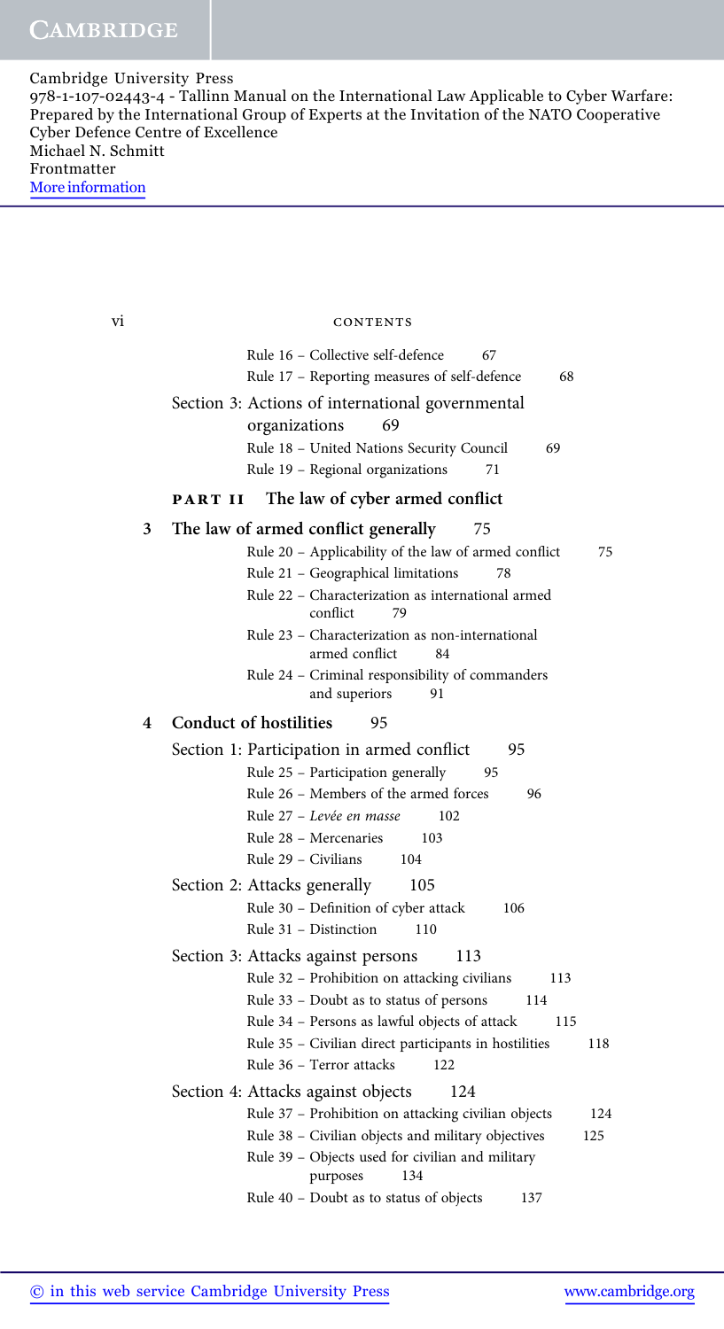Rule 16 – Collective self-defence 67

Rule 17 – Reporting measures of self-defence 68

Section 3: Actions of international governmental organizations 69

Rule 18 – United Nations Security Council 69

Rule 19 – Regional organizations 71

## PART II The law of cyber armed conflict

### 3 The law of armed conflict generally 75

Rule 20 – Applicability of the law of armed conflict 75

Rule 21 – Geographical limitations 78

Rule 22 – Characterization as international armed conflict 79

Rule 23 – Characterization as non-international armed conflict 84

Rule 24 – Criminal responsibility of commanders and superiors 91

### 4 Conduct of hostilities 95

Section 1: Participation in armed conflict 95

Rule 25 – Participation generally 95

Rule 26 – Members of the armed forces 96

Rule 27 – *Levée en masse* 102

Rule 28 – Mercenaries 103

Rule 29 – Civilians 104

Section 2: Attacks generally 105

Rule 30 – Definition of cyber attack 106

Rule 31 – Distinction 110

Section 3: Attacks against persons 113

Rule 32 – Prohibition on attacking civilians 113

Rule 33 – Doubt as to status of persons 114

Rule 34 – Persons as lawful objects of attack 115

Rule 35 – Civilian direct participants in hostilities 118

Rule 36 – Terror attacks 122

Section 4: Attacks against objects 124

Rule 37 – Prohibition on attacking civilian objects 124

Rule 38 – Civilian objects and military objectives 125

Rule 39 – Objects used for civilian and military purposes 134

Rule 40 – Doubt as to status of objects 137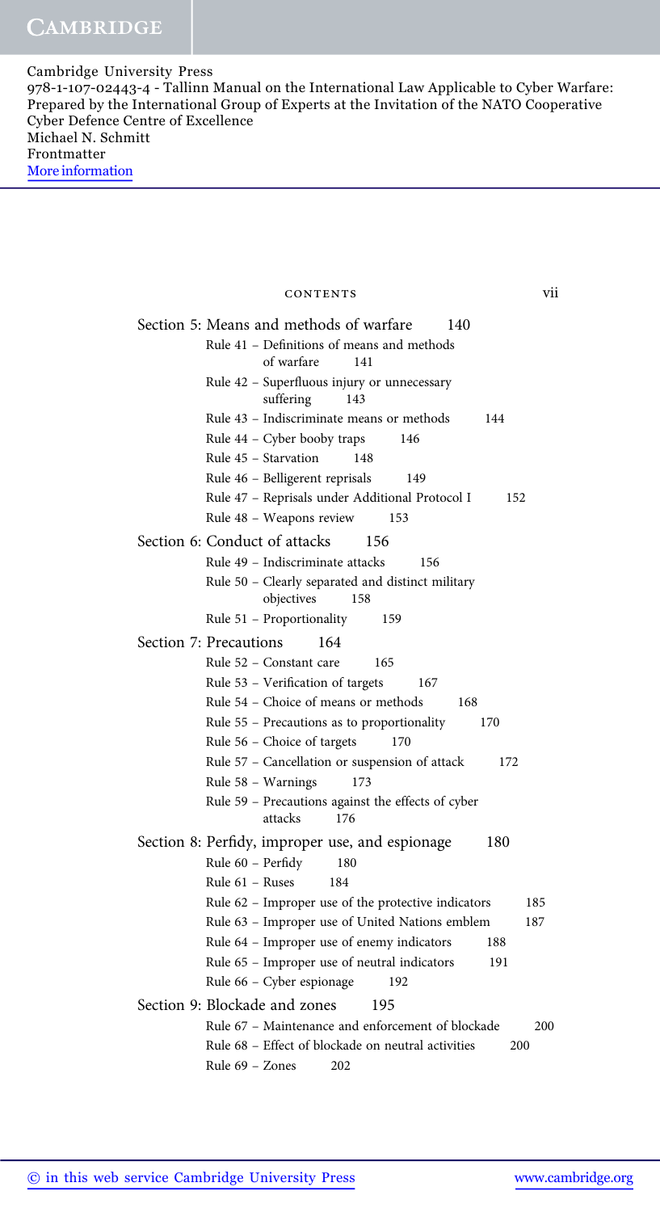Section 5: Means and methods of warfare 140

- Rule 41 – Definitions of means and methods of warfare 141
- Rule 42 – Superfluous injury or unnecessary suffering 143
- Rule 43 – Indiscriminate means or methods 144
- Rule 44 – Cyber booby traps 146
- Rule 45 – Starvation 148
- Rule 46 – Belligerent reprisals 149
- Rule 47 – Reprisals under Additional Protocol I 152
- Rule 48 – Weapons review 153

Section 6: Conduct of attacks 156

- Rule 49 – Indiscriminate attacks 156
- Rule 50 – Clearly separated and distinct military objectives 158
- Rule 51 – Proportionality 159

Section 7: Precautions 164

- Rule 52 – Constant care 165
- Rule 53 – Verification of targets 167
- Rule 54 – Choice of means or methods 168
- Rule 55 – Precautions as to proportionality 170
- Rule 56 – Choice of targets 170
- Rule 57 – Cancellation or suspension of attack 172
- Rule 58 – Warnings 173
- Rule 59 – Precautions against the effects of cyber attacks 176

Section 8: Perfidy, improper use, and espionage 180

- Rule 60 – Perfidy 180
- Rule 61 – Ruses 184
- Rule 62 – Improper use of the protective indicators 185
- Rule 63 – Improper use of United Nations emblem 187
- Rule 64 – Improper use of enemy indicators 188
- Rule 65 – Improper use of neutral indicators 191
- Rule 66 – Cyber espionage 192

Section 9: Blockade and zones 195

- Rule 67 – Maintenance and enforcement of blockade 200
- Rule 68 – Effect of blockade on neutral activities 200
- Rule 69 – Zones 202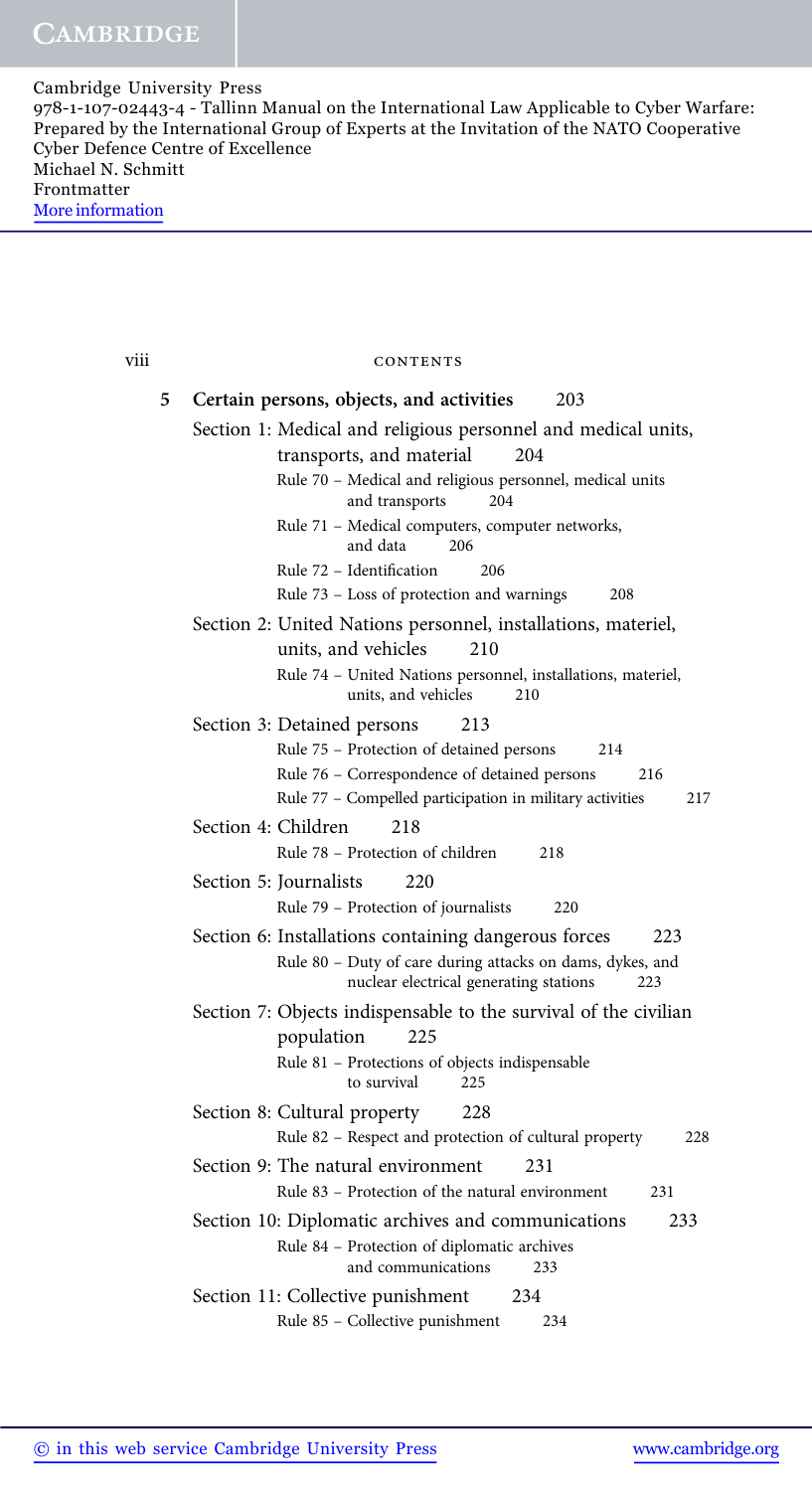## 5 Certain persons, objects, and activities 203

### Section 1: Medical and religious personnel and medical units, transports, and material 204

- Rule 70 – Medical and religious personnel, medical units and transports 204
- Rule 71 – Medical computers, computer networks, and data 206
- Rule 72 – Identification 206
- Rule 73 – Loss of protection and warnings 208

### Section 2: United Nations personnel, installations, materiel, units, and vehicles 210

- Rule 74 – United Nations personnel, installations, materiel, units, and vehicles 210

### Section 3: Detained persons 213

- Rule 75 – Protection of detained persons 214
- Rule 76 – Correspondence of detained persons 216
- Rule 77 – Compelled participation in military activities 217

### Section 4: Children 218

- Rule 78 – Protection of children 218

### Section 5: Journalists 220

- Rule 79 – Protection of journalists 220

### Section 6: Installations containing dangerous forces 223

- Rule 80 – Duty of care during attacks on dams, dykes, and nuclear electrical generating stations 223

### Section 7: Objects indispensable to the survival of the civilian population 225

- Rule 81 – Protections of objects indispensable to survival 225

### Section 8: Cultural property 228

- Rule 82 – Respect and protection of cultural property 228

### Section 9: The natural environment 231

- Rule 83 – Protection of the natural environment 231

### Section 10: Diplomatic archives and communications 233

- Rule 84 – Protection of diplomatic archives and communications 233

### Section 11: Collective punishment 234

- Rule 85 – Collective punishment 234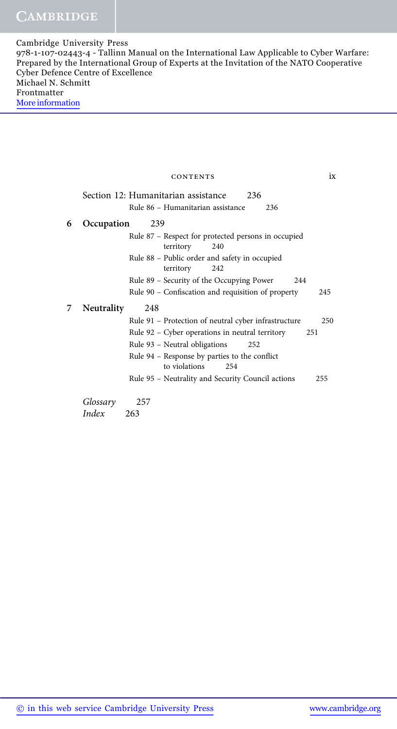Section 12: Humanitarian assistance 236

Rule 86 – Humanitarian assistance 236

## 6 Occupation 239

Rule 87 – Respect for protected persons in occupied territory 240

Rule 88 – Public order and safety in occupied territory 242

Rule 89 – Security of the Occupying Power 244

Rule 90 – Confiscation and requisition of property 245

## 7 Neutrality 248

Rule 91 – Protection of neutral cyber infrastructure 250

Rule 92 – Cyber operations in neutral territory 251

Rule 93 – Neutral obligations 252

Rule 94 – Response by parties to the conflict to violations 254

Rule 95 – Neutrality and Security Council actions 255

*Glossary* 257

*Index* 263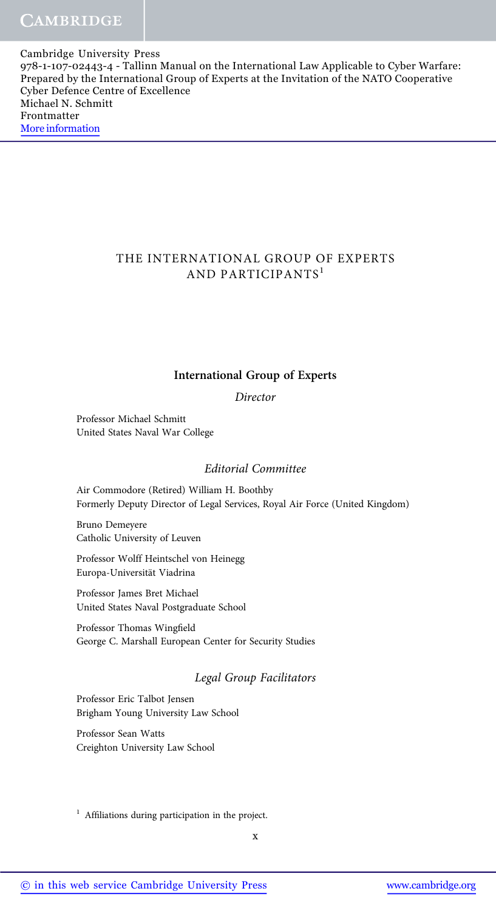# THE INTERNATIONAL GROUP OF EXPERTS AND PARTICIPANTS[1]

## International Group of Experts

### *Director*

Professor Michael Schmitt
United States Naval War College

### *Editorial Committee*

Air Commodore (Retired) William H. Boothby
Formerly Deputy Director of Legal Services, Royal Air Force (United Kingdom)

Bruno Demeyere
Catholic University of Leuven

Professor Wolff Heintschel von Heinegg
Europa-Universität Viadrina

Professor James Bret Michael
United States Naval Postgraduate School

Professor Thomas Wingfield
George C. Marshall European Center for Security Studies

### *Legal Group Facilitators*

Professor Eric Talbot Jensen
Brigham Young University Law School

Professor Sean Watts
Creighton University Law School

[1] Affiliations during participation in the project.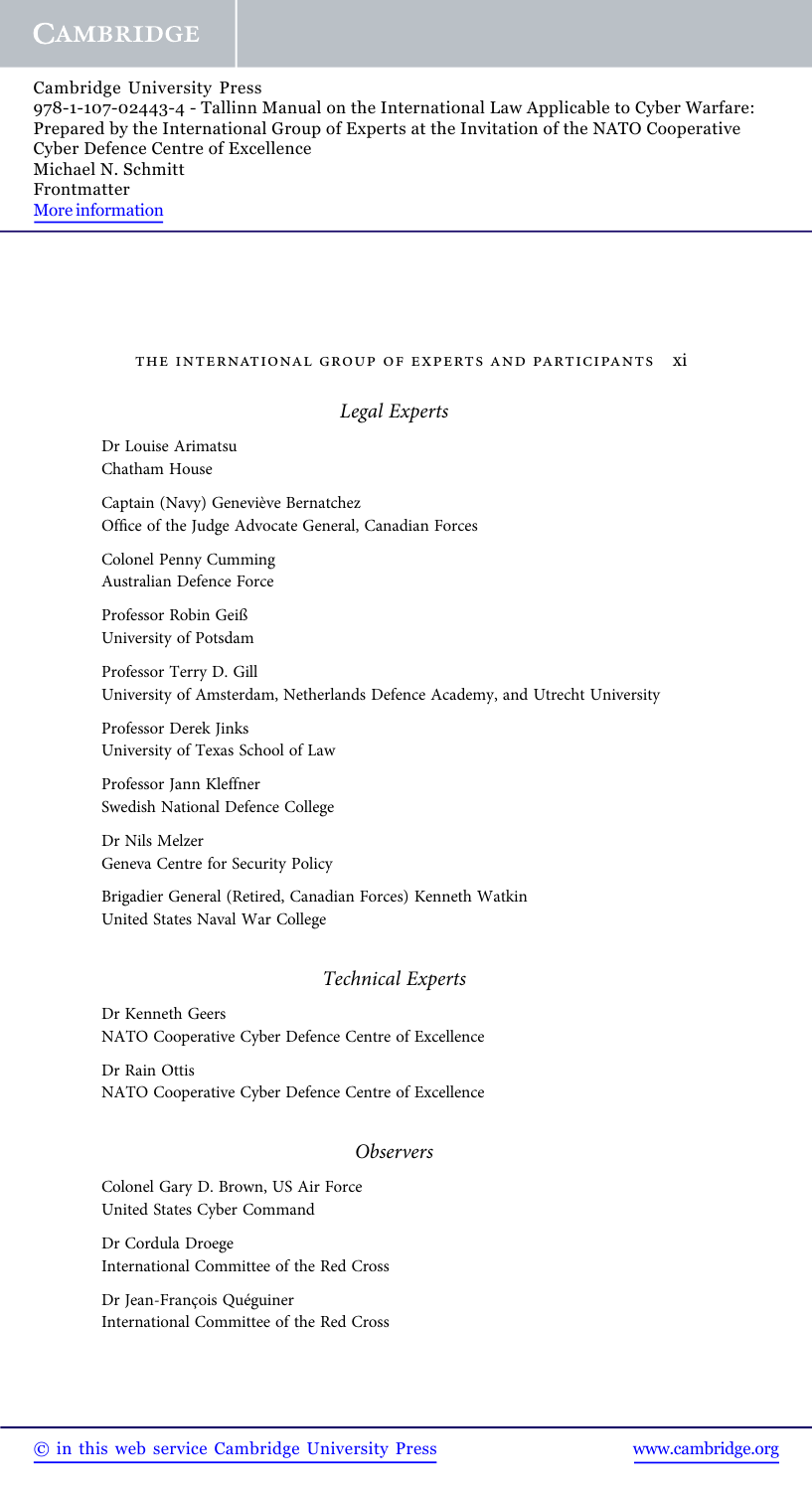### Legal Experts

Dr Louise Arimatsu
Chatham House

Captain (Navy) Geneviève Bernatchez
Office of the Judge Advocate General, Canadian Forces

Colonel Penny Cumming
Australian Defence Force

Professor Robin Geiß
University of Potsdam

Professor Terry D. Gill
University of Amsterdam, Netherlands Defence Academy, and Utrecht University

Professor Derek Jinks
University of Texas School of Law

Professor Jann Kleffner
Swedish National Defence College

Dr Nils Melzer
Geneva Centre for Security Policy

Brigadier General (Retired, Canadian Forces) Kenneth Watkin
United States Naval War College

### Technical Experts

Dr Kenneth Geers
NATO Cooperative Cyber Defence Centre of Excellence

Dr Rain Ottis
NATO Cooperative Cyber Defence Centre of Excellence

### Observers

Colonel Gary D. Brown, US Air Force
United States Cyber Command

Dr Cordula Droege
International Committee of the Red Cross

Dr Jean-François Quéguiner
International Committee of the Red Cross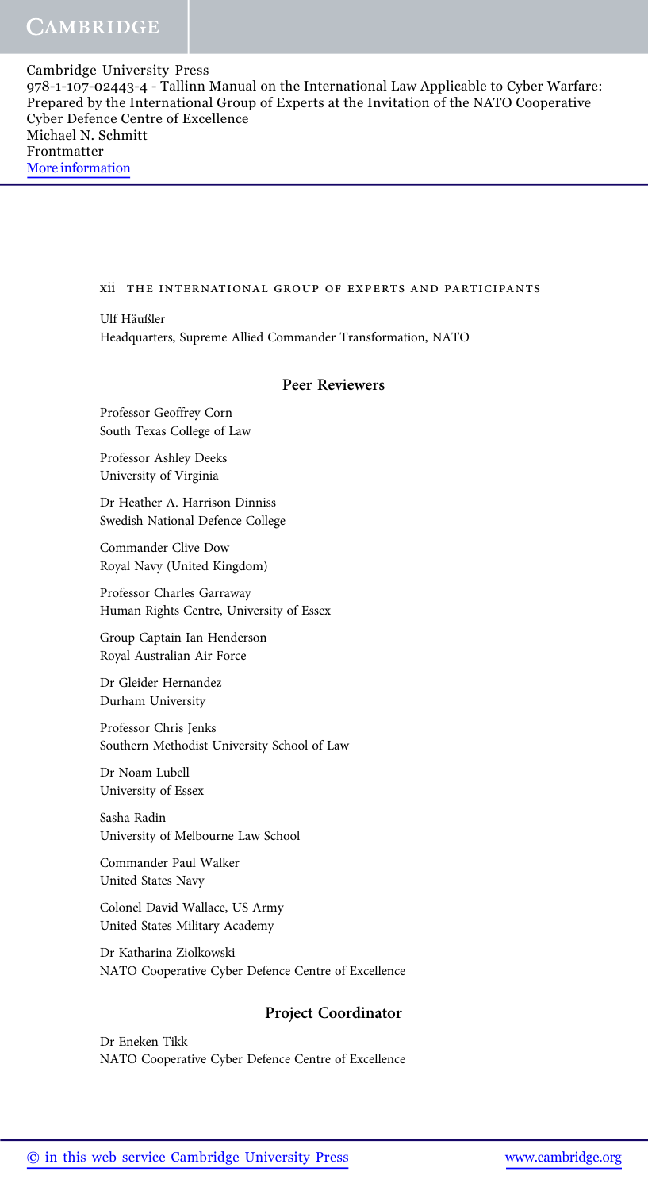Ulf Häußler
Headquarters, Supreme Allied Commander Transformation, NATO

## Peer Reviewers

Professor Geoffrey Corn
South Texas College of Law

Professor Ashley Deeks
University of Virginia

Dr Heather A. Harrison Dinniss
Swedish National Defence College

Commander Clive Dow
Royal Navy (United Kingdom)

Professor Charles Garraway
Human Rights Centre, University of Essex

Group Captain Ian Henderson
Royal Australian Air Force

Dr Gleider Hernandez
Durham University

Professor Chris Jenks
Southern Methodist University School of Law

Dr Noam Lubell
University of Essex

Sasha Radin
University of Melbourne Law School

Commander Paul Walker
United States Navy

Colonel David Wallace, US Army
United States Military Academy

Dr Katharina Ziolkowski
NATO Cooperative Cyber Defence Centre of Excellence

## Project Coordinator

Dr Eneken Tikk
NATO Cooperative Cyber Defence Centre of Excellence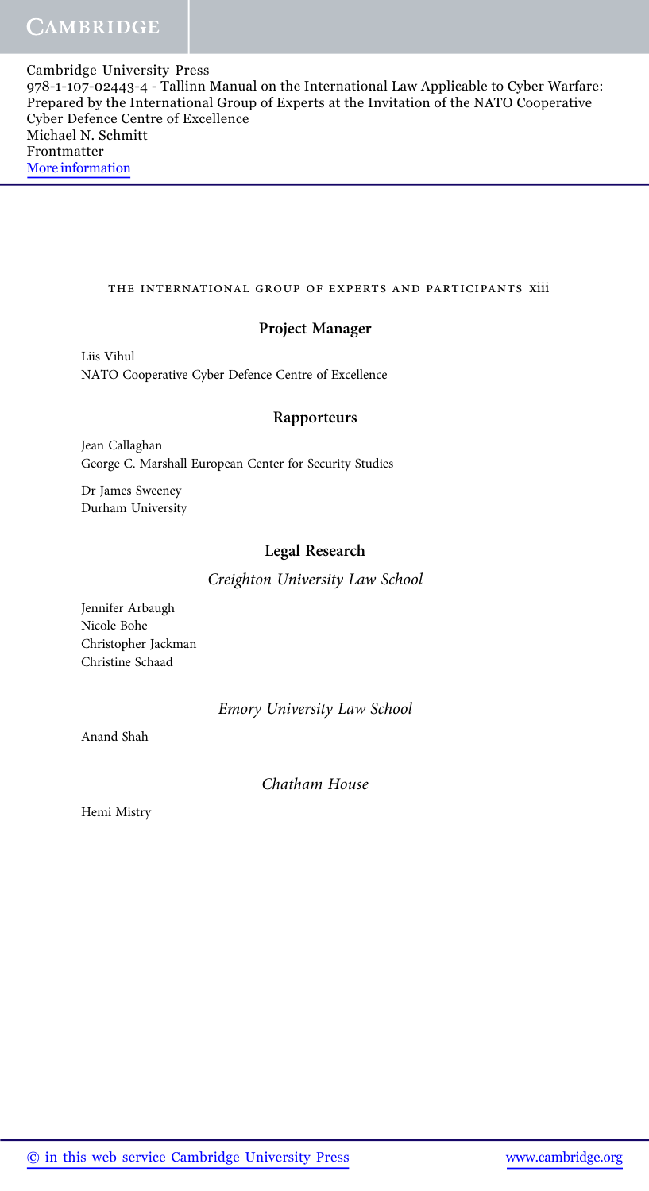## Project Manager

Liis Vihul
NATO Cooperative Cyber Defence Centre of Excellence

## Rapporteurs

Jean Callaghan
George C. Marshall European Center for Security Studies

Dr James Sweeney
Durham University

## Legal Research

*Creighton University Law School*

Jennifer Arbaugh
Nicole Bohe
Christopher Jackman
Christine Schaad

*Emory University Law School*

Anand Shah

*Chatham House*

Hemi Mistry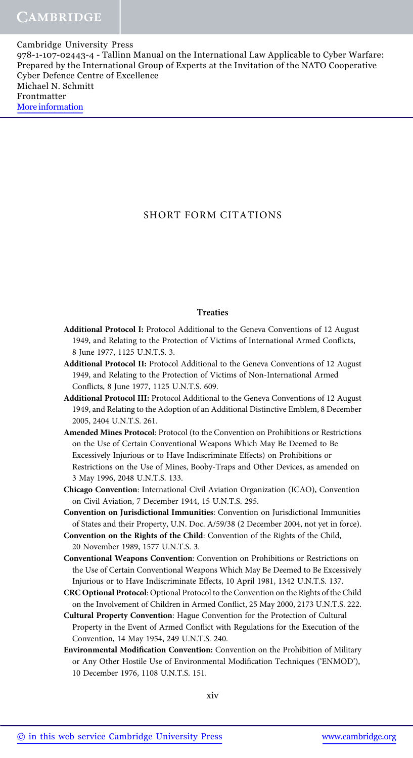# SHORT FORM CITATIONS

## Treaties

**Additional Protocol I:** Protocol Additional to the Geneva Conventions of 12 August 1949, and Relating to the Protection of Victims of International Armed Conflicts, 8 June 1977, 1125 U.N.T.S. 3.

**Additional Protocol II:** Protocol Additional to the Geneva Conventions of 12 August 1949, and Relating to the Protection of Victims of Non-International Armed Conflicts, 8 June 1977, 1125 U.N.T.S. 609.

**Additional Protocol III:** Protocol Additional to the Geneva Conventions of 12 August 1949, and Relating to the Adoption of an Additional Distinctive Emblem, 8 December 2005, 2404 U.N.T.S. 261.

**Amended Mines Protocol**: Protocol (to the Convention on Prohibitions or Restrictions on the Use of Certain Conventional Weapons Which May Be Deemed to Be Excessively Injurious or to Have Indiscriminate Effects) on Prohibitions or Restrictions on the Use of Mines, Booby-Traps and Other Devices, as amended on 3 May 1996, 2048 U.N.T.S. 133.

**Chicago Convention**: International Civil Aviation Organization (ICAO), Convention on Civil Aviation, 7 December 1944, 15 U.N.T.S. 295.

**Convention on Jurisdictional Immunities**: Convention on Jurisdictional Immunities of States and their Property, U.N. Doc. A/59/38 (2 December 2004, not yet in force).

**Convention on the Rights of the Child**: Convention of the Rights of the Child, 20 November 1989, 1577 U.N.T.S. 3.

**Conventional Weapons Convention**: Convention on Prohibitions or Restrictions on the Use of Certain Conventional Weapons Which May Be Deemed to Be Excessively Injurious or to Have Indiscriminate Effects, 10 April 1981, 1342 U.N.T.S. 137.

**CRC Optional Protocol**: Optional Protocol to the Convention on the Rights of the Child on the Involvement of Children in Armed Conflict, 25 May 2000, 2173 U.N.T.S. 222.

**Cultural Property Convention**: Hague Convention for the Protection of Cultural Property in the Event of Armed Conflict with Regulations for the Execution of the Convention, 14 May 1954, 249 U.N.T.S. 240.

**Environmental Modification Convention:** Convention on the Prohibition of Military or Any Other Hostile Use of Environmental Modification Techniques ('ENMOD'), 10 December 1976, 1108 U.N.T.S. 151.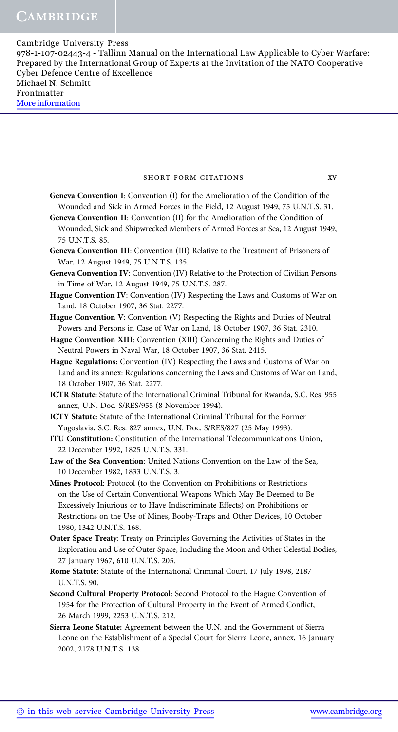**Geneva Convention I**: Convention (I) for the Amelioration of the Condition of the Wounded and Sick in Armed Forces in the Field, 12 August 1949, 75 U.N.T.S. 31.

**Geneva Convention II**: Convention (II) for the Amelioration of the Condition of Wounded, Sick and Shipwrecked Members of Armed Forces at Sea, 12 August 1949, 75 U.N.T.S. 85.

**Geneva Convention III**: Convention (III) Relative to the Treatment of Prisoners of War, 12 August 1949, 75 U.N.T.S. 135.

**Geneva Convention IV**: Convention (IV) Relative to the Protection of Civilian Persons in Time of War, 12 August 1949, 75 U.N.T.S. 287.

**Hague Convention IV**: Convention (IV) Respecting the Laws and Customs of War on Land, 18 October 1907, 36 Stat. 2277.

**Hague Convention V**: Convention (V) Respecting the Rights and Duties of Neutral Powers and Persons in Case of War on Land, 18 October 1907, 36 Stat. 2310.

**Hague Convention XIII**: Convention (XIII) Concerning the Rights and Duties of Neutral Powers in Naval War, 18 October 1907, 36 Stat. 2415.

**Hague Regulations:** Convention (IV) Respecting the Laws and Customs of War on Land and its annex: Regulations concerning the Laws and Customs of War on Land, 18 October 1907, 36 Stat. 2277.

**ICTR Statute**: Statute of the International Criminal Tribunal for Rwanda, S.C. Res. 955 annex, U.N. Doc. S/RES/955 (8 November 1994).

**ICTY Statute**: Statute of the International Criminal Tribunal for the Former Yugoslavia, S.C. Res. 827 annex, U.N. Doc. S/RES/827 (25 May 1993).

**ITU Constitution:** Constitution of the International Telecommunications Union, 22 December 1992, 1825 U.N.T.S. 331.

**Law of the Sea Convention**: United Nations Convention on the Law of the Sea, 10 December 1982, 1833 U.N.T.S. 3.

**Mines Protocol**: Protocol (to the Convention on Prohibitions or Restrictions on the Use of Certain Conventional Weapons Which May Be Deemed to Be Excessively Injurious or to Have Indiscriminate Effects) on Prohibitions or Restrictions on the Use of Mines, Booby-Traps and Other Devices, 10 October 1980, 1342 U.N.T.S. 168.

**Outer Space Treaty**: Treaty on Principles Governing the Activities of States in the Exploration and Use of Outer Space, Including the Moon and Other Celestial Bodies, 27 January 1967, 610 U.N.T.S. 205.

**Rome Statute**: Statute of the International Criminal Court, 17 July 1998, 2187 U.N.T.S. 90.

**Second Cultural Property Protocol**: Second Protocol to the Hague Convention of 1954 for the Protection of Cultural Property in the Event of Armed Conflict, 26 March 1999, 2253 U.N.T.S. 212.

**Sierra Leone Statute:** Agreement between the U.N. and the Government of Sierra Leone on the Establishment of a Special Court for Sierra Leone, annex, 16 January 2002, 2178 U.N.T.S. 138.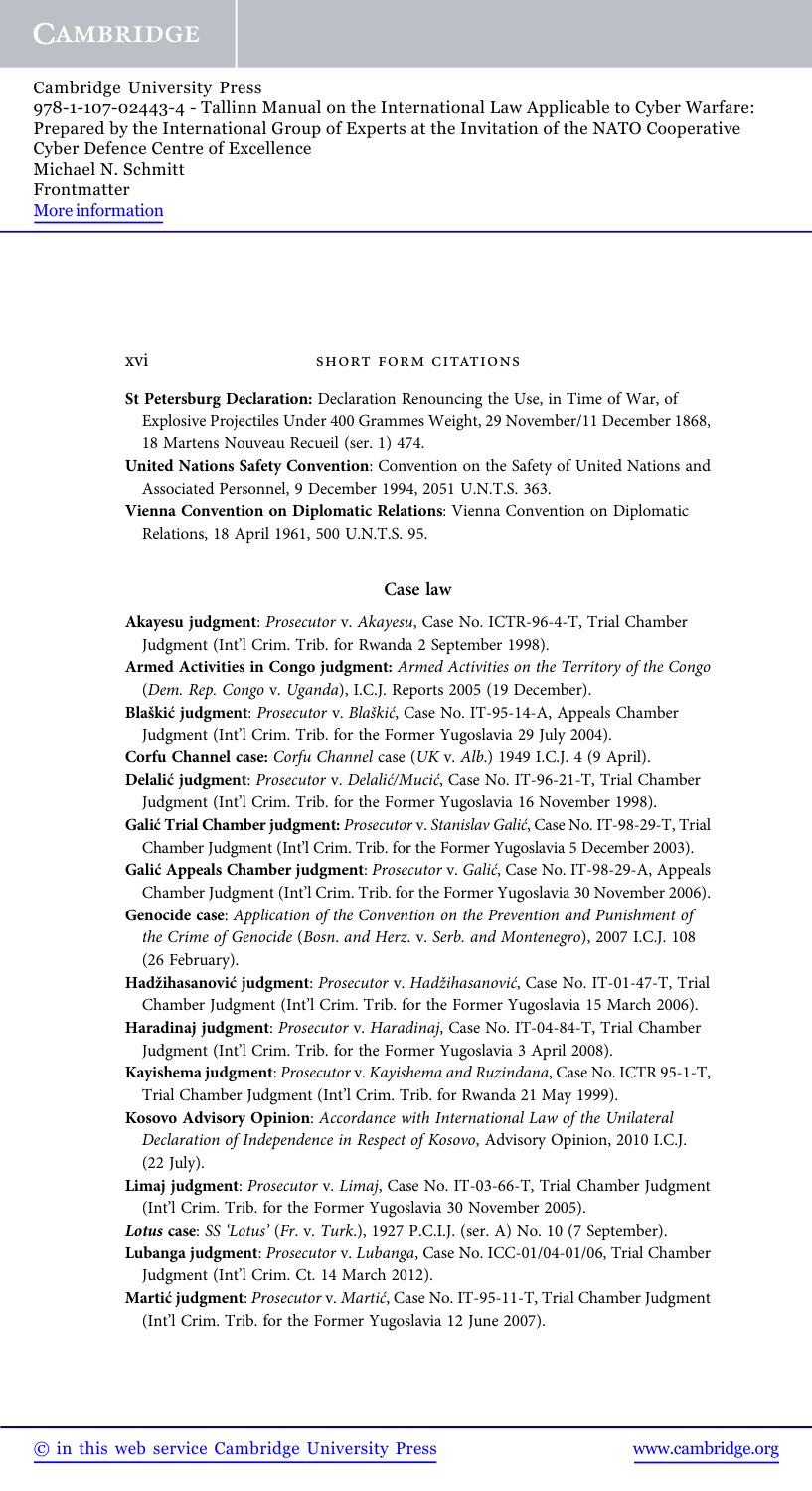**St Petersburg Declaration:** Declaration Renouncing the Use, in Time of War, of Explosive Projectiles Under 400 Grammes Weight, 29 November/11 December 1868, 18 Martens Nouveau Recueil (ser. 1) 474.

**United Nations Safety Convention**: Convention on the Safety of United Nations and Associated Personnel, 9 December 1994, 2051 U.N.T.S. 363.

**Vienna Convention on Diplomatic Relations**: Vienna Convention on Diplomatic Relations, 18 April 1961, 500 U.N.T.S. 95.

### Case law

**Akayesu judgment**: *Prosecutor* v. *Akayesu*, Case No. ICTR-96-4-T, Trial Chamber Judgment (Int'l Crim. Trib. for Rwanda 2 September 1998).

**Armed Activities in Congo judgment:** *Armed Activities on the Territory of the Congo* (*Dem. Rep. Congo* v. *Uganda*), I.C.J. Reports 2005 (19 December).

**Blaškić judgment**: *Prosecutor* v. *Blaškić*, Case No. IT-95-14-A, Appeals Chamber Judgment (Int'l Crim. Trib. for the Former Yugoslavia 29 July 2004).

**Corfu Channel case:** *Corfu Channel* case (*UK* v. *Alb.*) 1949 I.C.J. 4 (9 April).

**Delalić judgment**: *Prosecutor* v. *Delalić/Mucić*, Case No. IT-96-21-T, Trial Chamber Judgment (Int'l Crim. Trib. for the Former Yugoslavia 16 November 1998).

**Galić Trial Chamber judgment:** *Prosecutor* v. *Stanislav Galić*, Case No. IT-98-29-T, Trial Chamber Judgment (Int'l Crim. Trib. for the Former Yugoslavia 5 December 2003).

**Galić Appeals Chamber judgment**: *Prosecutor* v. *Galić*, Case No. IT-98-29-A, Appeals Chamber Judgment (Int'l Crim. Trib. for the Former Yugoslavia 30 November 2006).

**Genocide case**: *Application of the Convention on the Prevention and Punishment of the Crime of Genocide* (*Bosn. and Herz.* v. *Serb. and Montenegro*), 2007 I.C.J. 108 (26 February).

**Hadžihasanović judgment**: *Prosecutor* v. *Hadžihasanović*, Case No. IT-01-47-T, Trial Chamber Judgment (Int'l Crim. Trib. for the Former Yugoslavia 15 March 2006).

**Haradinaj judgment**: *Prosecutor* v. *Haradinaj*, Case No. IT-04-84-T, Trial Chamber Judgment (Int'l Crim. Trib. for the Former Yugoslavia 3 April 2008).

**Kayishema judgment**: *Prosecutor* v. *Kayishema and Ruzindana*, Case No. ICTR 95-1-T, Trial Chamber Judgment (Int'l Crim. Trib. for Rwanda 21 May 1999).

**Kosovo Advisory Opinion**: *Accordance with International Law of the Unilateral Declaration of Independence in Respect of Kosovo*, Advisory Opinion, 2010 I.C.J. (22 July).

**Limaj judgment**: *Prosecutor* v. *Limaj*, Case No. IT-03-66-T, Trial Chamber Judgment (Int'l Crim. Trib. for the Former Yugoslavia 30 November 2005).

***Lotus* case**: *SS 'Lotus'* (*Fr.* v. *Turk.*), 1927 P.C.I.J. (ser. A) No. 10 (7 September).

**Lubanga judgment**: *Prosecutor* v. *Lubanga*, Case No. ICC-01/04-01/06, Trial Chamber Judgment (Int'l Crim. Ct. 14 March 2012).

**Martić judgment**: *Prosecutor* v. *Martić*, Case No. IT-95-11-T, Trial Chamber Judgment (Int'l Crim. Trib. for the Former Yugoslavia 12 June 2007).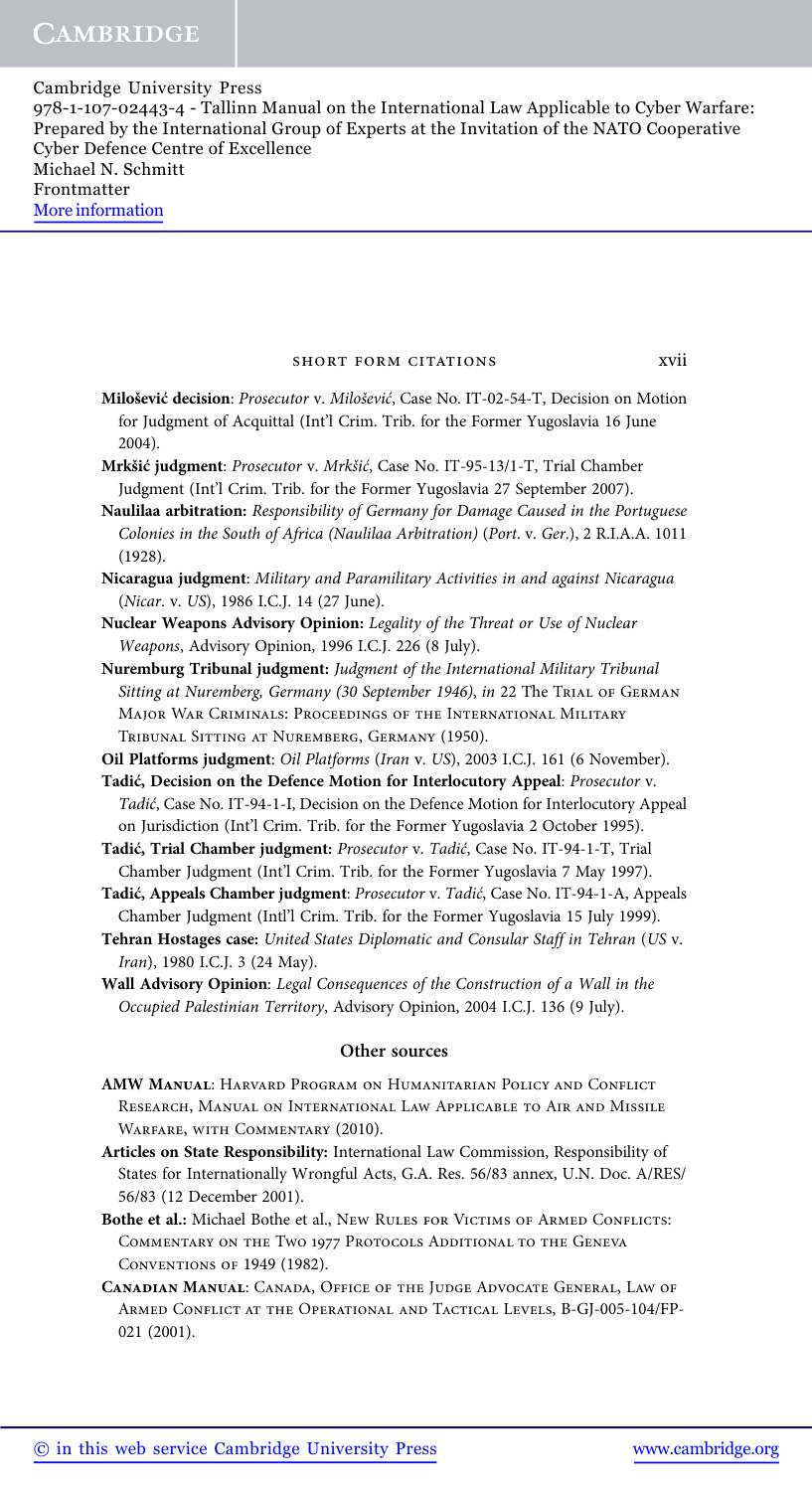**Milošević decision**: *Prosecutor* v. *Milošević*, Case No. IT-02-54-T, Decision on Motion for Judgment of Acquittal (Int'l Crim. Trib. for the Former Yugoslavia 16 June 2004).

**Mrkšić judgment**: *Prosecutor* v. *Mrkšić*, Case No. IT-95-13/1-T, Trial Chamber Judgment (Int'l Crim. Trib. for the Former Yugoslavia 27 September 2007).

**Naulilaa arbitration:** *Responsibility of Germany for Damage Caused in the Portuguese Colonies in the South of Africa (Naulilaa Arbitration)* (*Port*. v. *Ger*.), 2 R.I.A.A. 1011 (1928).

**Nicaragua judgment**: *Military and Paramilitary Activities in and against Nicaragua* (*Nicar*. v. *US*), 1986 I.C.J. 14 (27 June).

**Nuclear Weapons Advisory Opinion:** *Legality of the Threat or Use of Nuclear Weapons*, Advisory Opinion, 1996 I.C.J. 226 (8 July).

**Nuremburg Tribunal judgment:** *Judgment of the International Military Tribunal Sitting at Nuremberg, Germany (30 September 1946)*, *in* 22 The Trial of German Major War Criminals: Proceedings of the International Military Tribunal Sitting at Nuremberg, Germany (1950).

**Oil Platforms judgment**: *Oil Platforms* (*Iran* v. *US*), 2003 I.C.J. 161 (6 November).

**Tadić, Decision on the Defence Motion for Interlocutory Appeal**: *Prosecutor* v. *Tadić*, Case No. IT-94-1-I, Decision on the Defence Motion for Interlocutory Appeal on Jurisdiction (Int'l Crim. Trib. for the Former Yugoslavia 2 October 1995).

**Tadić, Trial Chamber judgment:** *Prosecutor* v. *Tadić*, Case No. IT-94-1-T, Trial Chamber Judgment (Int'l Crim. Trib. for the Former Yugoslavia 7 May 1997).

**Tadić, Appeals Chamber judgment**: *Prosecutor* v. *Tadić*, Case No. IT-94-1-A, Appeals Chamber Judgment (Intl'l Crim. Trib. for the Former Yugoslavia 15 July 1999).

**Tehran Hostages case:** *United States Diplomatic and Consular Staff in Tehran* (*US* v. *Iran*), 1980 I.C.J. 3 (24 May).

**Wall Advisory Opinion**: *Legal Consequences of the Construction of a Wall in the Occupied Palestinian Territory*, Advisory Opinion, 2004 I.C.J. 136 (9 July).

### Other sources

**AMW Manual**: Harvard Program on Humanitarian Policy and Conflict Research, Manual on International Law Applicable to Air and Missile Warfare, with Commentary (2010).

**Articles on State Responsibility:** International Law Commission, Responsibility of States for Internationally Wrongful Acts, G.A. Res. 56/83 annex, U.N. Doc. A/RES/56/83 (12 December 2001).

**Bothe et al.:** Michael Bothe et al., New Rules for Victims of Armed Conflicts: Commentary on the Two 1977 Protocols Additional to the Geneva Conventions of 1949 (1982).

**Canadian Manual**: Canada, Office of the Judge Advocate General, Law of Armed Conflict at the Operational and Tactical Levels, B-GJ-005-104/FP-021 (2001).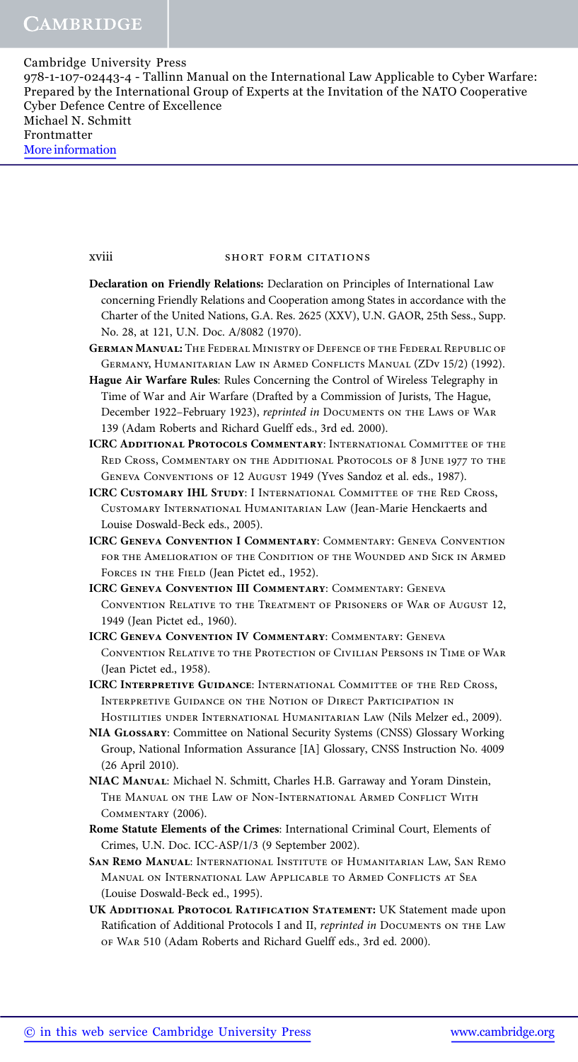**Declaration on Friendly Relations:** Declaration on Principles of International Law concerning Friendly Relations and Cooperation among States in accordance with the Charter of the United Nations, G.A. Res. 2625 (XXV), U.N. GAOR, 25th Sess., Supp. No. 28, at 121, U.N. Doc. A/8082 (1970).

**German Manual:** The Federal Ministry of Defence of the Federal Republic of Germany, Humanitarian Law in Armed Conflicts Manual (ZDv 15/2) (1992).

**Hague Air Warfare Rules**: Rules Concerning the Control of Wireless Telegraphy in Time of War and Air Warfare (Drafted by a Commission of Jurists, The Hague, December 1922–February 1923), *reprinted in* Documents on the Laws of War 139 (Adam Roberts and Richard Guelff eds., 3rd ed. 2000).

**ICRC Additional Protocols Commentary**: International Committee of the Red Cross, Commentary on the Additional Protocols of 8 June 1977 to the Geneva Conventions of 12 August 1949 (Yves Sandoz et al. eds., 1987).

**ICRC Customary IHL Study**: I International Committee of the Red Cross, Customary International Humanitarian Law (Jean-Marie Henckaerts and Louise Doswald-Beck eds., 2005).

**ICRC Geneva Convention I Commentary**: Commentary: Geneva Convention for the Amelioration of the Condition of the Wounded and Sick in Armed Forces in the Field (Jean Pictet ed., 1952).

**ICRC Geneva Convention III Commentary**: Commentary: Geneva Convention Relative to the Treatment of Prisoners of War of August 12, 1949 (Jean Pictet ed., 1960).

**ICRC Geneva Convention IV Commentary**: Commentary: Geneva Convention Relative to the Protection of Civilian Persons in Time of War (Jean Pictet ed., 1958).

**ICRC Interpretive Guidance**: International Committee of the Red Cross, Interpretive Guidance on the Notion of Direct Participation in Hostilities under International Humanitarian Law (Nils Melzer ed., 2009).

**NIA Glossary**: Committee on National Security Systems (CNSS) Glossary Working Group, National Information Assurance [IA] Glossary, CNSS Instruction No. 4009 (26 April 2010).

**NIAC Manual**: Michael N. Schmitt, Charles H.B. Garraway and Yoram Dinstein, The Manual on the Law of Non-International Armed Conflict With Commentary (2006).

**Rome Statute Elements of the Crimes**: International Criminal Court, Elements of Crimes, U.N. Doc. ICC-ASP/1/3 (9 September 2002).

**San Remo Manual**: International Institute of Humanitarian Law, San Remo Manual on International Law Applicable to Armed Conflicts at Sea (Louise Doswald-Beck ed., 1995).

**UK Additional Protocol Ratification Statement:** UK Statement made upon Ratification of Additional Protocols I and II, *reprinted in* Documents on the Law of War 510 (Adam Roberts and Richard Guelff eds., 3rd ed. 2000).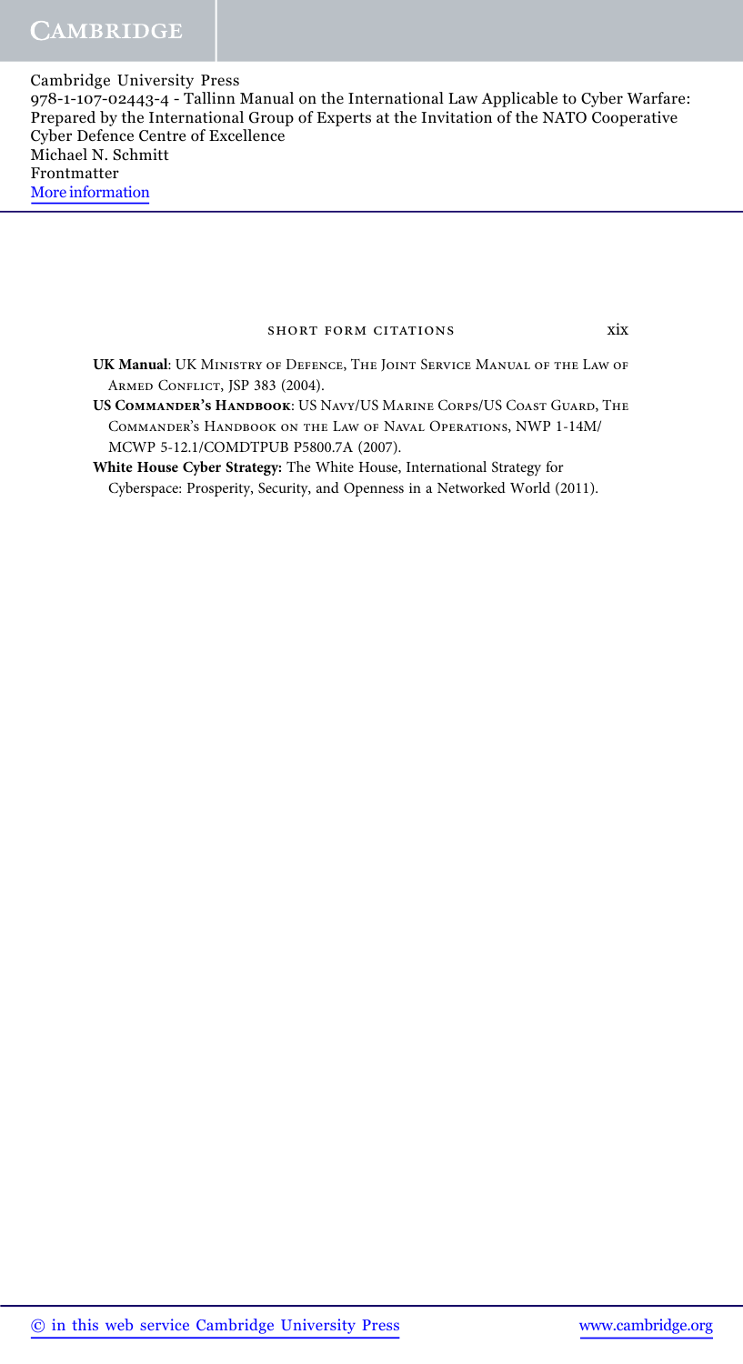**UK Manual**: UK Ministry of Defence, The Joint Service Manual of the Law of Armed Conflict, JSP 383 (2004).

**US Commander's Handbook**: US Navy/US Marine Corps/US Coast Guard, The Commander's Handbook on the Law of Naval Operations, NWP 1-14M/MCWP 5-12.1/COMDTPUB P5800.7A (2007).

**White House Cyber Strategy:** The White House, International Strategy for Cyberspace: Prosperity, Security, and Openness in a Networked World (2011).